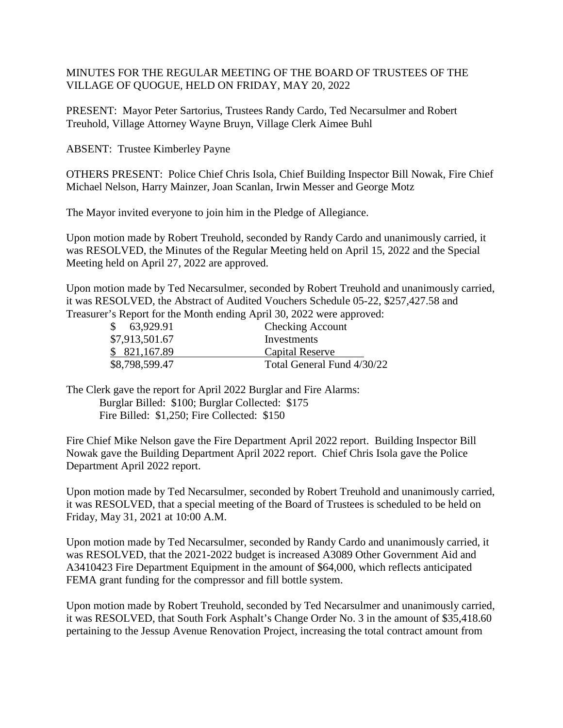MINUTES FOR THE REGULAR MEETING OF THE BOARD OF TRUSTEES OF THE VILLAGE OF QUOGUE, HELD ON FRIDAY, MAY 20, 2022

PRESENT: Mayor Peter Sartorius, Trustees Randy Cardo, Ted Necarsulmer and Robert Treuhold, Village Attorney Wayne Bruyn, Village Clerk Aimee Buhl

ABSENT: Trustee Kimberley Payne

OTHERS PRESENT: Police Chief Chris Isola, Chief Building Inspector Bill Nowak, Fire Chief Michael Nelson, Harry Mainzer, Joan Scanlan, Irwin Messer and George Motz

The Mayor invited everyone to join him in the Pledge of Allegiance.

Upon motion made by Robert Treuhold, seconded by Randy Cardo and unanimously carried, it was RESOLVED, the Minutes of the Regular Meeting held on April 15, 2022 and the Special Meeting held on April 27, 2022 are approved.

Upon motion made by Ted Necarsulmer, seconded by Robert Treuhold and unanimously carried, it was RESOLVED, the Abstract of Audited Vouchers Schedule 05-22, $257,427.58 and Treasurer's Report for the Month ending April 30, 2022 were approved:

| | |
|---|---|
| $ 63,929.91 | Checking Account |
| $7,913,501.67 | Investments |
| $ 821,167.89 | Capital Reserve |
| $8,798,599.47 | Total General Fund 4/30/22 |

The Clerk gave the report for April 2022 Burglar and Fire Alarms:
Burglar Billed: $100; Burglar Collected: $175
Fire Billed: $1,250; Fire Collected: $150

Fire Chief Mike Nelson gave the Fire Department April 2022 report. Building Inspector Bill Nowak gave the Building Department April 2022 report. Chief Chris Isola gave the Police Department April 2022 report.

Upon motion made by Ted Necarsulmer, seconded by Robert Treuhold and unanimously carried, it was RESOLVED, that a special meeting of the Board of Trustees is scheduled to be held on Friday, May 31, 2021 at 10:00 A.M.

Upon motion made by Ted Necarsulmer, seconded by Randy Cardo and unanimously carried, it was RESOLVED, that the 2021-2022 budget is increased A3089 Other Government Aid and A3410423 Fire Department Equipment in the amount of $64,000, which reflects anticipated FEMA grant funding for the compressor and fill bottle system.

Upon motion made by Robert Treuhold, seconded by Ted Necarsulmer and unanimously carried, it was RESOLVED, that South Fork Asphalt's Change Order No. 3 in the amount of $35,418.60 pertaining to the Jessup Avenue Renovation Project, increasing the total contract amount from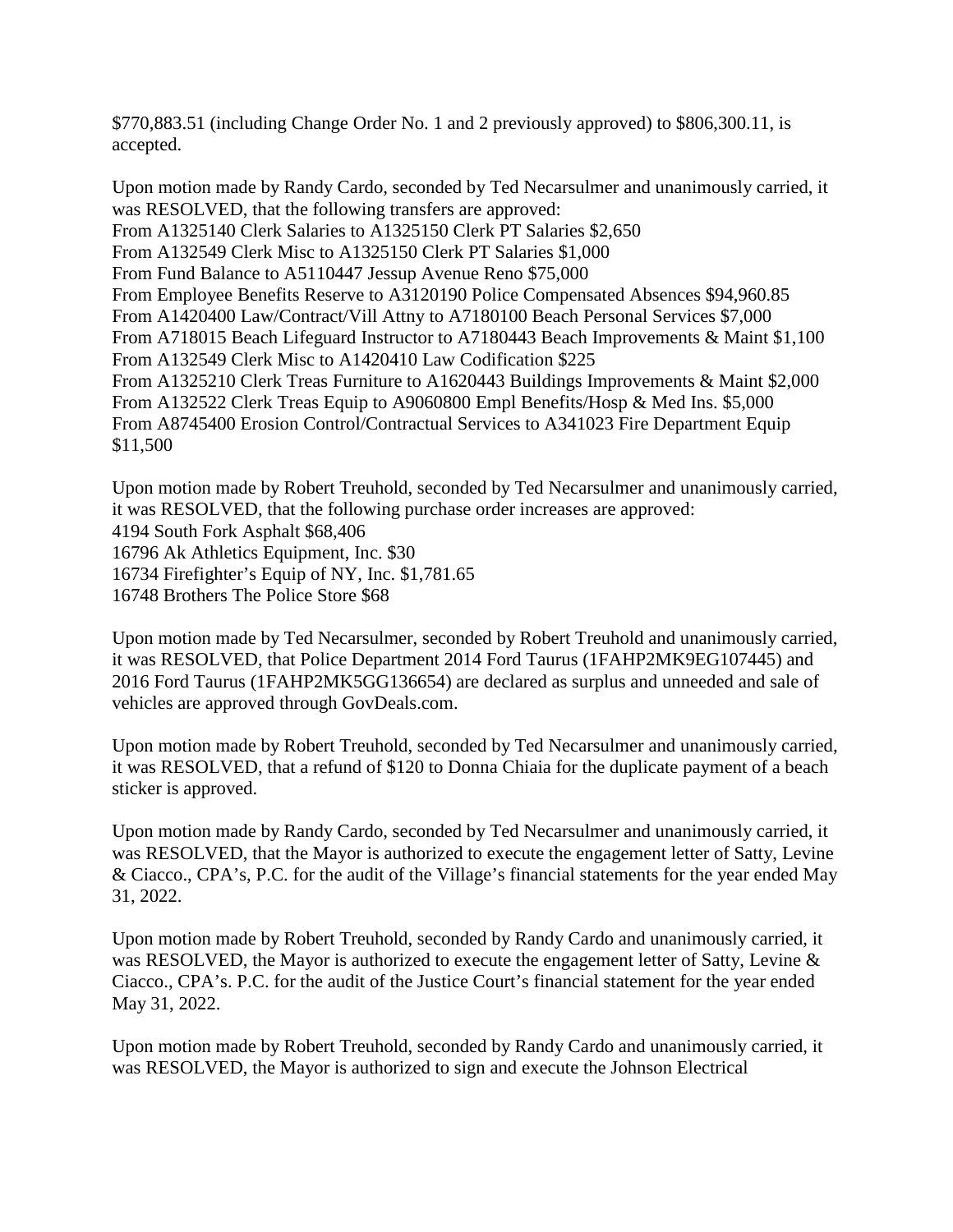$770,883.51 (including Change Order No. 1 and 2 previously approved) to $806,300.11, is accepted.

Upon motion made by Randy Cardo, seconded by Ted Necarsulmer and unanimously carried, it was RESOLVED, that the following transfers are approved:
From A1325140 Clerk Salaries to A1325150 Clerk PT Salaries $2,650
From A132549 Clerk Misc to A1325150 Clerk PT Salaries $1,000
From Fund Balance to A5110447 Jessup Avenue Reno $75,000
From Employee Benefits Reserve to A3120190 Police Compensated Absences $94,960.85
From A1420400 Law/Contract/Vill Attny to A7180100 Beach Personal Services $7,000
From A718015 Beach Lifeguard Instructor to A7180443 Beach Improvements & Maint $1,100
From A132549 Clerk Misc to A1420410 Law Codification $225
From A1325210 Clerk Treas Furniture to A1620443 Buildings Improvements & Maint $2,000
From A132522 Clerk Treas Equip to A9060800 Empl Benefits/Hosp & Med Ins. $5,000
From A8745400 Erosion Control/Contractual Services to A341023 Fire Department Equip $11,500

Upon motion made by Robert Treuhold, seconded by Ted Necarsulmer and unanimously carried, it was RESOLVED, that the following purchase order increases are approved:
4194 South Fork Asphalt $68,406
16796 Ak Athletics Equipment, Inc. $30
16734 Firefighter's Equip of NY, Inc. $1,781.65
16748 Brothers The Police Store $68

Upon motion made by Ted Necarsulmer, seconded by Robert Treuhold and unanimously carried, it was RESOLVED, that Police Department 2014 Ford Taurus (1FAHP2MK9EG107445) and 2016 Ford Taurus (1FAHP2MK5GG136654) are declared as surplus and unneeded and sale of vehicles are approved through GovDeals.com.

Upon motion made by Robert Treuhold, seconded by Ted Necarsulmer and unanimously carried, it was RESOLVED, that a refund of $120 to Donna Chiaia for the duplicate payment of a beach sticker is approved.

Upon motion made by Randy Cardo, seconded by Ted Necarsulmer and unanimously carried, it was RESOLVED, that the Mayor is authorized to execute the engagement letter of Satty, Levine & Ciacco., CPA's, P.C. for the audit of the Village's financial statements for the year ended May 31, 2022.

Upon motion made by Robert Treuhold, seconded by Randy Cardo and unanimously carried, it was RESOLVED, the Mayor is authorized to execute the engagement letter of Satty, Levine & Ciacco., CPA's. P.C. for the audit of the Justice Court's financial statement for the year ended May 31, 2022.

Upon motion made by Robert Treuhold, seconded by Randy Cardo and unanimously carried, it was RESOLVED, the Mayor is authorized to sign and execute the Johnson Electrical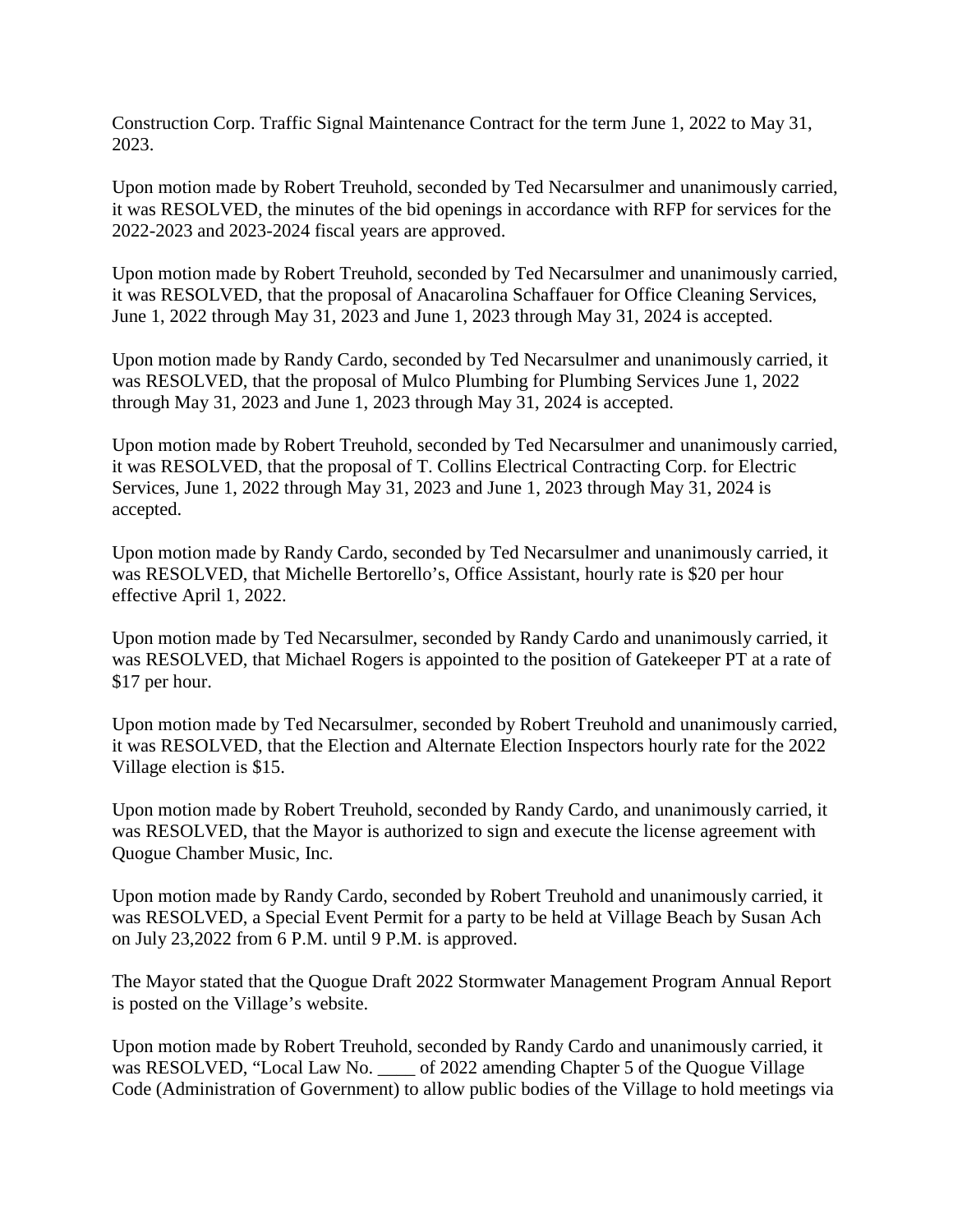Construction Corp. Traffic Signal Maintenance Contract for the term June 1, 2022 to May 31, 2023.

Upon motion made by Robert Treuhold, seconded by Ted Necarsulmer and unanimously carried, it was RESOLVED, the minutes of the bid openings in accordance with RFP for services for the 2022-2023 and 2023-2024 fiscal years are approved.

Upon motion made by Robert Treuhold, seconded by Ted Necarsulmer and unanimously carried, it was RESOLVED, that the proposal of Anacarolina Schaffauer for Office Cleaning Services, June 1, 2022 through May 31, 2023 and June 1, 2023 through May 31, 2024 is accepted.

Upon motion made by Randy Cardo, seconded by Ted Necarsulmer and unanimously carried, it was RESOLVED, that the proposal of Mulco Plumbing for Plumbing Services June 1, 2022 through May 31, 2023 and June 1, 2023 through May 31, 2024 is accepted.

Upon motion made by Robert Treuhold, seconded by Ted Necarsulmer and unanimously carried, it was RESOLVED, that the proposal of T. Collins Electrical Contracting Corp. for Electric Services, June 1, 2022 through May 31, 2023 and June 1, 2023 through May 31, 2024 is accepted.

Upon motion made by Randy Cardo, seconded by Ted Necarsulmer and unanimously carried, it was RESOLVED, that Michelle Bertorello's, Office Assistant, hourly rate is $20 per hour effective April 1, 2022.

Upon motion made by Ted Necarsulmer, seconded by Randy Cardo and unanimously carried, it was RESOLVED, that Michael Rogers is appointed to the position of Gatekeeper PT at a rate of $17 per hour.

Upon motion made by Ted Necarsulmer, seconded by Robert Treuhold and unanimously carried, it was RESOLVED, that the Election and Alternate Election Inspectors hourly rate for the 2022 Village election is $15.

Upon motion made by Robert Treuhold, seconded by Randy Cardo, and unanimously carried, it was RESOLVED, that the Mayor is authorized to sign and execute the license agreement with Quogue Chamber Music, Inc.

Upon motion made by Randy Cardo, seconded by Robert Treuhold and unanimously carried, it was RESOLVED, a Special Event Permit for a party to be held at Village Beach by Susan Ach on July 23,2022 from 6 P.M. until 9 P.M. is approved.

The Mayor stated that the Quogue Draft 2022 Stormwater Management Program Annual Report is posted on the Village's website.

Upon motion made by Robert Treuhold, seconded by Randy Cardo and unanimously carried, it was RESOLVED, "Local Law No. ____ of 2022 amending Chapter 5 of the Quogue Village Code (Administration of Government) to allow public bodies of the Village to hold meetings via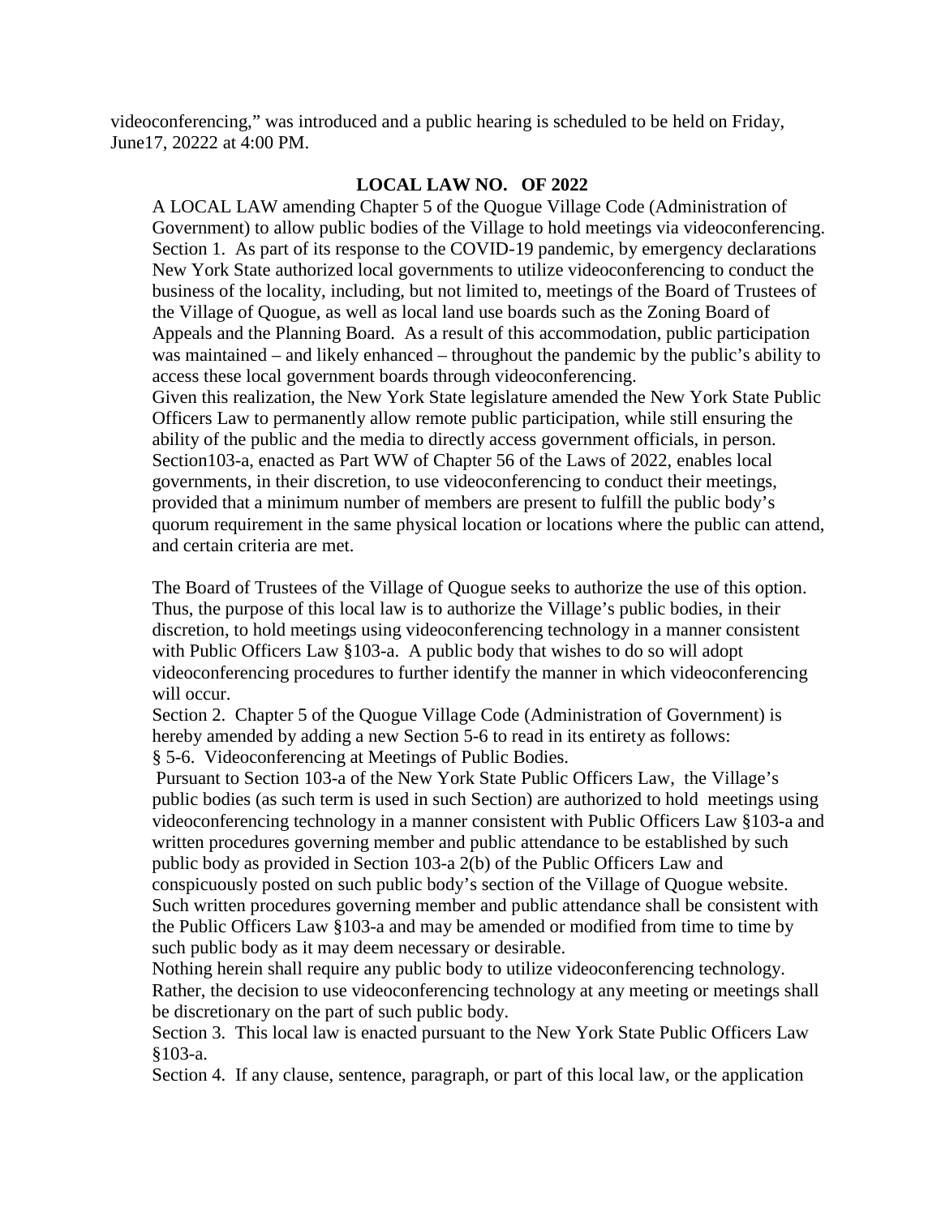videoconferencing," was introduced and a public hearing is scheduled to be held on Friday, June17, 20222 at 4:00 PM.

## LOCAL LAW NO.   OF 2022

A LOCAL LAW amending Chapter 5 of the Quogue Village Code (Administration of Government) to allow public bodies of the Village to hold meetings via videoconferencing.

Section 1. As part of its response to the COVID-19 pandemic, by emergency declarations New York State authorized local governments to utilize videoconferencing to conduct the business of the locality, including, but not limited to, meetings of the Board of Trustees of the Village of Quogue, as well as local land use boards such as the Zoning Board of Appeals and the Planning Board. As a result of this accommodation, public participation was maintained – and likely enhanced – throughout the pandemic by the public's ability to access these local government boards through videoconferencing.

Given this realization, the New York State legislature amended the New York State Public Officers Law to permanently allow remote public participation, while still ensuring the ability of the public and the media to directly access government officials, in person. Section103-a, enacted as Part WW of Chapter 56 of the Laws of 2022, enables local governments, in their discretion, to use videoconferencing to conduct their meetings, provided that a minimum number of members are present to fulfill the public body's quorum requirement in the same physical location or locations where the public can attend, and certain criteria are met.

The Board of Trustees of the Village of Quogue seeks to authorize the use of this option. Thus, the purpose of this local law is to authorize the Village's public bodies, in their discretion, to hold meetings using videoconferencing technology in a manner consistent with Public Officers Law §103-a. A public body that wishes to do so will adopt videoconferencing procedures to further identify the manner in which videoconferencing will occur.

Section 2. Chapter 5 of the Quogue Village Code (Administration of Government) is hereby amended by adding a new Section 5-6 to read in its entirety as follows:

§ 5-6. Videoconferencing at Meetings of Public Bodies.

Pursuant to Section 103-a of the New York State Public Officers Law, the Village's public bodies (as such term is used in such Section) are authorized to hold meetings using videoconferencing technology in a manner consistent with Public Officers Law §103-a and written procedures governing member and public attendance to be established by such public body as provided in Section 103-a 2(b) of the Public Officers Law and conspicuously posted on such public body's section of the Village of Quogue website. Such written procedures governing member and public attendance shall be consistent with the Public Officers Law §103-a and may be amended or modified from time to time by such public body as it may deem necessary or desirable.

Nothing herein shall require any public body to utilize videoconferencing technology. Rather, the decision to use videoconferencing technology at any meeting or meetings shall be discretionary on the part of such public body.

Section 3. This local law is enacted pursuant to the New York State Public Officers Law §103-a.

Section 4. If any clause, sentence, paragraph, or part of this local law, or the application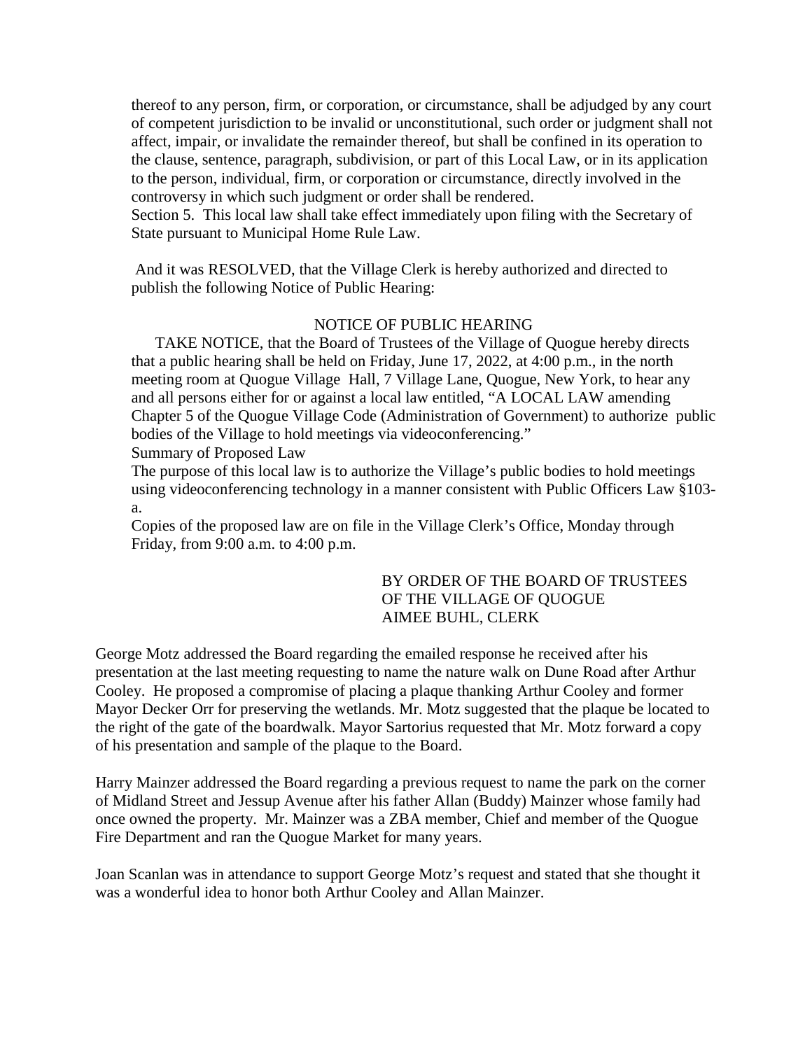thereof to any person, firm, or corporation, or circumstance, shall be adjudged by any court of competent jurisdiction to be invalid or unconstitutional, such order or judgment shall not affect, impair, or invalidate the remainder thereof, but shall be confined in its operation to the clause, sentence, paragraph, subdivision, or part of this Local Law, or in its application to the person, individual, firm, or corporation or circumstance, directly involved in the controversy in which such judgment or order shall be rendered.
Section 5. This local law shall take effect immediately upon filing with the Secretary of State pursuant to Municipal Home Rule Law.

And it was RESOLVED, that the Village Clerk is hereby authorized and directed to publish the following Notice of Public Hearing:

NOTICE OF PUBLIC HEARING

TAKE NOTICE, that the Board of Trustees of the Village of Quogue hereby directs that a public hearing shall be held on Friday, June 17, 2022, at 4:00 p.m., in the north meeting room at Quogue Village Hall, 7 Village Lane, Quogue, New York, to hear any and all persons either for or against a local law entitled, "A LOCAL LAW amending Chapter 5 of the Quogue Village Code (Administration of Government) to authorize public bodies of the Village to hold meetings via videoconferencing."
Summary of Proposed Law
The purpose of this local law is to authorize the Village's public bodies to hold meetings using videoconferencing technology in a manner consistent with Public Officers Law §103-a.
Copies of the proposed law are on file in the Village Clerk's Office, Monday through Friday, from 9:00 a.m. to 4:00 p.m.

BY ORDER OF THE BOARD OF TRUSTEES
OF THE VILLAGE OF QUOGUE
AIMEE BUHL, CLERK

George Motz addressed the Board regarding the emailed response he received after his presentation at the last meeting requesting to name the nature walk on Dune Road after Arthur Cooley. He proposed a compromise of placing a plaque thanking Arthur Cooley and former Mayor Decker Orr for preserving the wetlands. Mr. Motz suggested that the plaque be located to the right of the gate of the boardwalk. Mayor Sartorius requested that Mr. Motz forward a copy of his presentation and sample of the plaque to the Board.

Harry Mainzer addressed the Board regarding a previous request to name the park on the corner of Midland Street and Jessup Avenue after his father Allan (Buddy) Mainzer whose family had once owned the property. Mr. Mainzer was a ZBA member, Chief and member of the Quogue Fire Department and ran the Quogue Market for many years.

Joan Scanlan was in attendance to support George Motz's request and stated that she thought it was a wonderful idea to honor both Arthur Cooley and Allan Mainzer.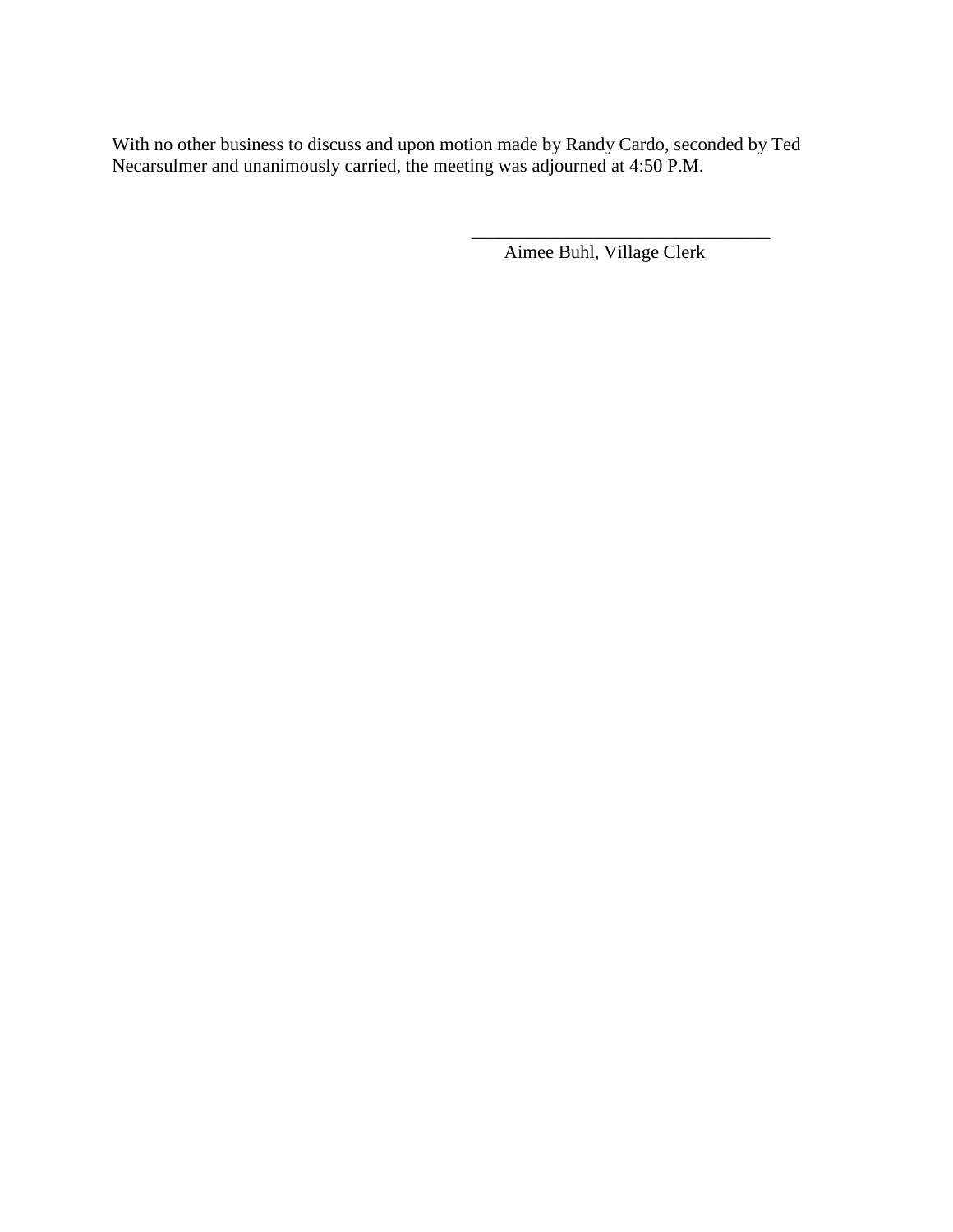With no other business to discuss and upon motion made by Randy Cardo, seconded by Ted Necarsulmer and unanimously carried, the meeting was adjourned at 4:50 P.M.

_________________________________
Aimee Buhl, Village Clerk